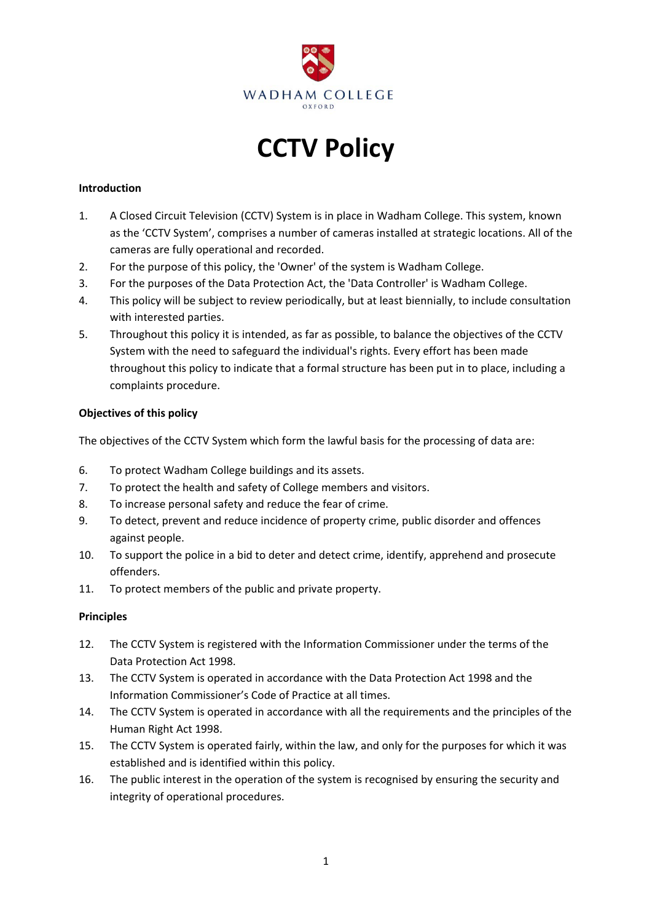WADHAM COLLEGE

OXFORD

# CCTV Policy

**Introduction**

1. A Closed Circuit Television (CCTV) System is in place in Wadham College. This system, known as the 'CCTV System', comprises a number of cameras installed at strategic locations. All of the cameras are fully operational and recorded.
2. For the purpose of this policy, the 'Owner' of the system is Wadham College.
3. For the purposes of the Data Protection Act, the 'Data Controller' is Wadham College.
4. This policy will be subject to review periodically, but at least biennially, to include consultation with interested parties.
5. Throughout this policy it is intended, as far as possible, to balance the objectives of the CCTV System with the need to safeguard the individual's rights. Every effort has been made throughout this policy to indicate that a formal structure has been put in to place, including a complaints procedure.

**Objectives of this policy**

The objectives of the CCTV System which form the lawful basis for the processing of data are:

6. To protect Wadham College buildings and its assets.
7. To protect the health and safety of College members and visitors.
8. To increase personal safety and reduce the fear of crime.
9. To detect, prevent and reduce incidence of property crime, public disorder and offences against people.
10. To support the police in a bid to deter and detect crime, identify, apprehend and prosecute offenders.
11. To protect members of the public and private property.

**Principles**

12. The CCTV System is registered with the Information Commissioner under the terms of the Data Protection Act 1998.
13. The CCTV System is operated in accordance with the Data Protection Act 1998 and the Information Commissioner's Code of Practice at all times.
14. The CCTV System is operated in accordance with all the requirements and the principles of the Human Right Act 1998.
15. The CCTV System is operated fairly, within the law, and only for the purposes for which it was established and is identified within this policy.
16. The public interest in the operation of the system is recognised by ensuring the security and integrity of operational procedures.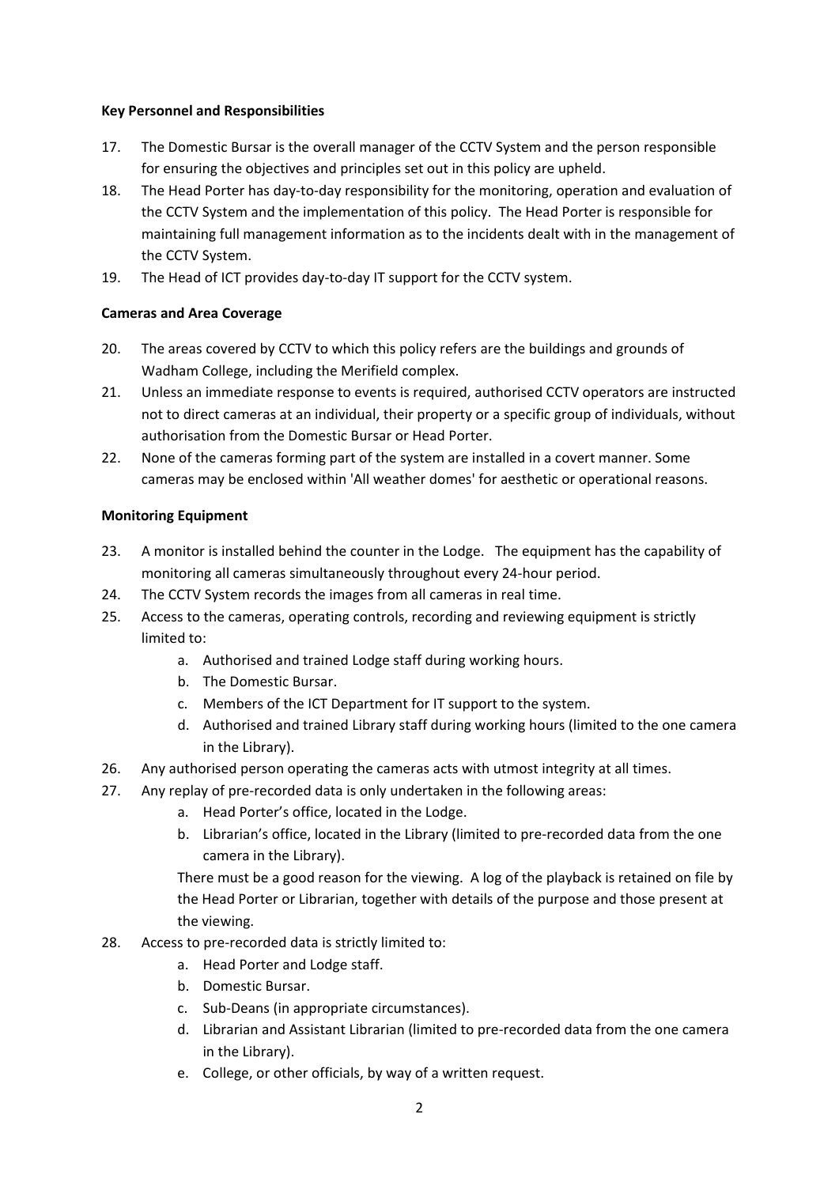**Key Personnel and Responsibilities**

17. The Domestic Bursar is the overall manager of the CCTV System and the person responsible for ensuring the objectives and principles set out in this policy are upheld.
18. The Head Porter has day-to-day responsibility for the monitoring, operation and evaluation of the CCTV System and the implementation of this policy. The Head Porter is responsible for maintaining full management information as to the incidents dealt with in the management of the CCTV System.
19. The Head of ICT provides day-to-day IT support for the CCTV system.

**Cameras and Area Coverage**

20. The areas covered by CCTV to which this policy refers are the buildings and grounds of Wadham College, including the Merifield complex.
21. Unless an immediate response to events is required, authorised CCTV operators are instructed not to direct cameras at an individual, their property or a specific group of individuals, without authorisation from the Domestic Bursar or Head Porter.
22. None of the cameras forming part of the system are installed in a covert manner. Some cameras may be enclosed within 'All weather domes' for aesthetic or operational reasons.

**Monitoring Equipment**

23. A monitor is installed behind the counter in the Lodge. The equipment has the capability of monitoring all cameras simultaneously throughout every 24-hour period.
24. The CCTV System records the images from all cameras in real time.
25. Access to the cameras, operating controls, recording and reviewing equipment is strictly limited to:
    a. Authorised and trained Lodge staff during working hours.
    b. The Domestic Bursar.
    c. Members of the ICT Department for IT support to the system.
    d. Authorised and trained Library staff during working hours (limited to the one camera in the Library).
26. Any authorised person operating the cameras acts with utmost integrity at all times.
27. Any replay of pre-recorded data is only undertaken in the following areas:
    a. Head Porter's office, located in the Lodge.
    b. Librarian's office, located in the Library (limited to pre-recorded data from the one camera in the Library).

    There must be a good reason for the viewing. A log of the playback is retained on file by the Head Porter or Librarian, together with details of the purpose and those present at the viewing.
28. Access to pre-recorded data is strictly limited to:
    a. Head Porter and Lodge staff.
    b. Domestic Bursar.
    c. Sub-Deans (in appropriate circumstances).
    d. Librarian and Assistant Librarian (limited to pre-recorded data from the one camera in the Library).
    e. College, or other officials, by way of a written request.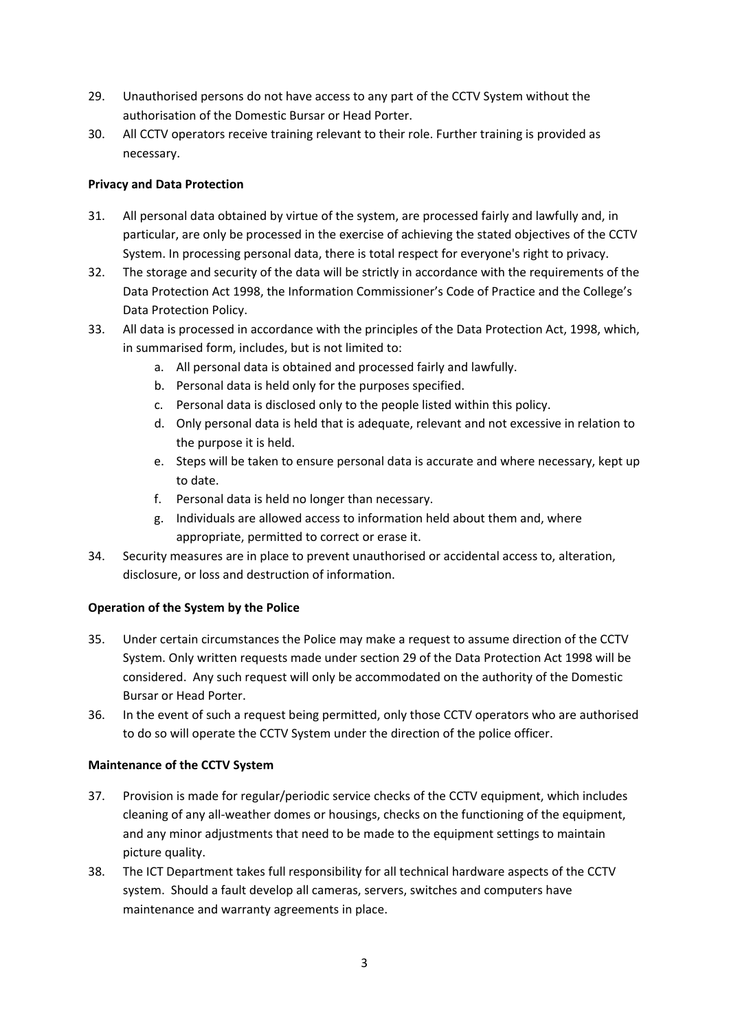29. Unauthorised persons do not have access to any part of the CCTV System without the authorisation of the Domestic Bursar or Head Porter.
30. All CCTV operators receive training relevant to their role. Further training is provided as necessary.

**Privacy and Data Protection**

31. All personal data obtained by virtue of the system, are processed fairly and lawfully and, in particular, are only be processed in the exercise of achieving the stated objectives of the CCTV System. In processing personal data, there is total respect for everyone's right to privacy.
32. The storage and security of the data will be strictly in accordance with the requirements of the Data Protection Act 1998, the Information Commissioner's Code of Practice and the College's Data Protection Policy.
33. All data is processed in accordance with the principles of the Data Protection Act, 1998, which, in summarised form, includes, but is not limited to:
    a. All personal data is obtained and processed fairly and lawfully.
    b. Personal data is held only for the purposes specified.
    c. Personal data is disclosed only to the people listed within this policy.
    d. Only personal data is held that is adequate, relevant and not excessive in relation to the purpose it is held.
    e. Steps will be taken to ensure personal data is accurate and where necessary, kept up to date.
    f. Personal data is held no longer than necessary.
    g. Individuals are allowed access to information held about them and, where appropriate, permitted to correct or erase it.
34. Security measures are in place to prevent unauthorised or accidental access to, alteration, disclosure, or loss and destruction of information.

**Operation of the System by the Police**

35. Under certain circumstances the Police may make a request to assume direction of the CCTV System. Only written requests made under section 29 of the Data Protection Act 1998 will be considered. Any such request will only be accommodated on the authority of the Domestic Bursar or Head Porter.
36. In the event of such a request being permitted, only those CCTV operators who are authorised to do so will operate the CCTV System under the direction of the police officer.

**Maintenance of the CCTV System**

37. Provision is made for regular/periodic service checks of the CCTV equipment, which includes cleaning of any all-weather domes or housings, checks on the functioning of the equipment, and any minor adjustments that need to be made to the equipment settings to maintain picture quality.
38. The ICT Department takes full responsibility for all technical hardware aspects of the CCTV system. Should a fault develop all cameras, servers, switches and computers have maintenance and warranty agreements in place.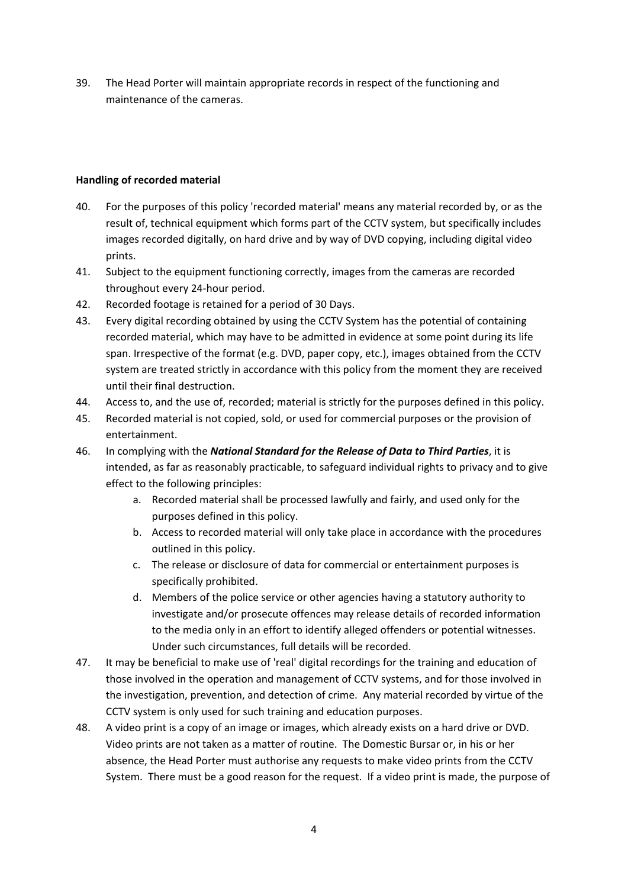39. The Head Porter will maintain appropriate records in respect of the functioning and maintenance of the cameras.

**Handling of recorded material**

40. For the purposes of this policy 'recorded material' means any material recorded by, or as the result of, technical equipment which forms part of the CCTV system, but specifically includes images recorded digitally, on hard drive and by way of DVD copying, including digital video prints.
41. Subject to the equipment functioning correctly, images from the cameras are recorded throughout every 24-hour period.
42. Recorded footage is retained for a period of 30 Days.
43. Every digital recording obtained by using the CCTV System has the potential of containing recorded material, which may have to be admitted in evidence at some point during its life span. Irrespective of the format (e.g. DVD, paper copy, etc.), images obtained from the CCTV system are treated strictly in accordance with this policy from the moment they are received until their final destruction.
44. Access to, and the use of, recorded; material is strictly for the purposes defined in this policy.
45. Recorded material is not copied, sold, or used for commercial purposes or the provision of entertainment.
46. In complying with the ***National Standard for the Release of Data to Third Parties***, it is intended, as far as reasonably practicable, to safeguard individual rights to privacy and to give effect to the following principles:
    a. Recorded material shall be processed lawfully and fairly, and used only for the purposes defined in this policy.
    b. Access to recorded material will only take place in accordance with the procedures outlined in this policy.
    c. The release or disclosure of data for commercial or entertainment purposes is specifically prohibited.
    d. Members of the police service or other agencies having a statutory authority to investigate and/or prosecute offences may release details of recorded information to the media only in an effort to identify alleged offenders or potential witnesses. Under such circumstances, full details will be recorded.
47. It may be beneficial to make use of 'real' digital recordings for the training and education of those involved in the operation and management of CCTV systems, and for those involved in the investigation, prevention, and detection of crime. Any material recorded by virtue of the CCTV system is only used for such training and education purposes.
48. A video print is a copy of an image or images, which already exists on a hard drive or DVD. Video prints are not taken as a matter of routine. The Domestic Bursar or, in his or her absence, the Head Porter must authorise any requests to make video prints from the CCTV System. There must be a good reason for the request. If a video print is made, the purpose of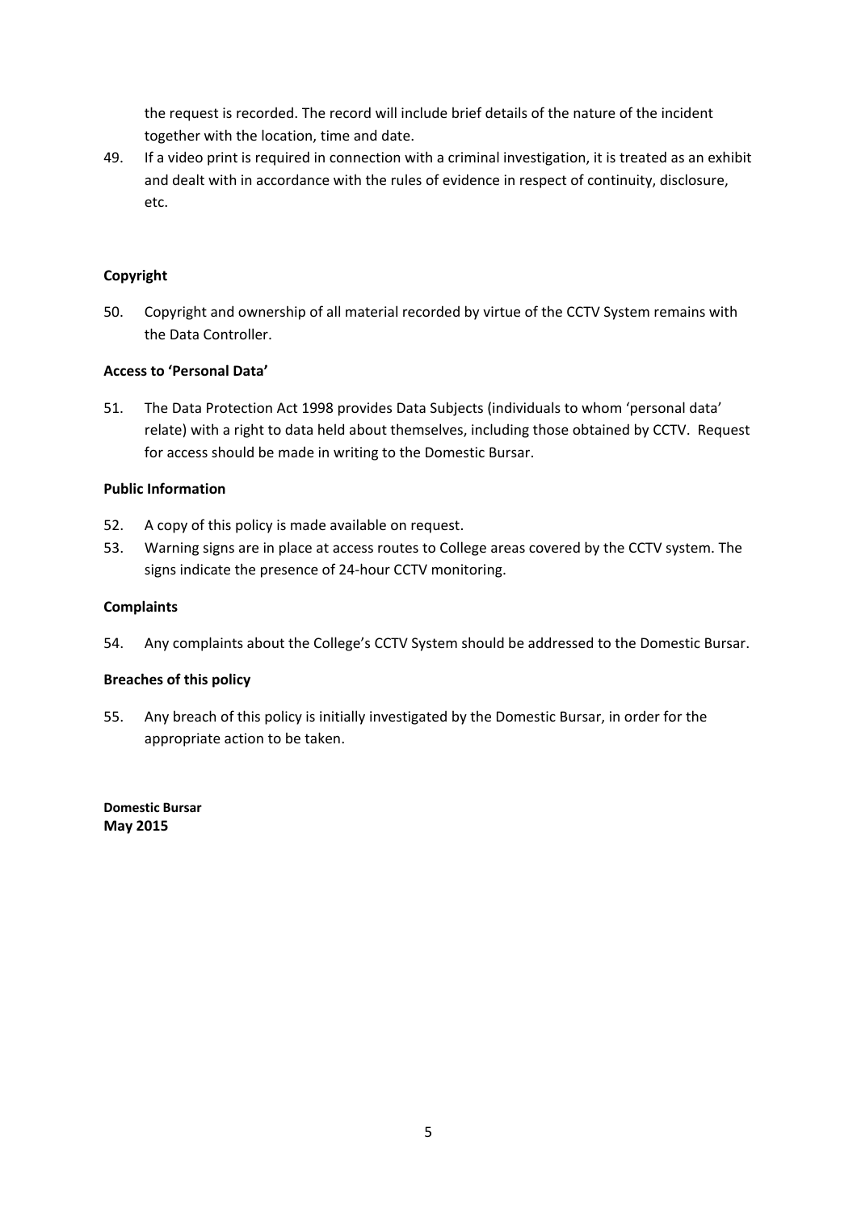the request is recorded. The record will include brief details of the nature of the incident together with the location, time and date.

49. If a video print is required in connection with a criminal investigation, it is treated as an exhibit and dealt with in accordance with the rules of evidence in respect of continuity, disclosure, etc.

**Copyright**

50. Copyright and ownership of all material recorded by virtue of the CCTV System remains with the Data Controller.

**Access to 'Personal Data'**

51. The Data Protection Act 1998 provides Data Subjects (individuals to whom 'personal data' relate) with a right to data held about themselves, including those obtained by CCTV. Request for access should be made in writing to the Domestic Bursar.

**Public Information**

52. A copy of this policy is made available on request.
53. Warning signs are in place at access routes to College areas covered by the CCTV system. The signs indicate the presence of 24-hour CCTV monitoring.

**Complaints**

54. Any complaints about the College's CCTV System should be addressed to the Domestic Bursar.

**Breaches of this policy**

55. Any breach of this policy is initially investigated by the Domestic Bursar, in order for the appropriate action to be taken.

**Domestic Bursar**
**May 2015**